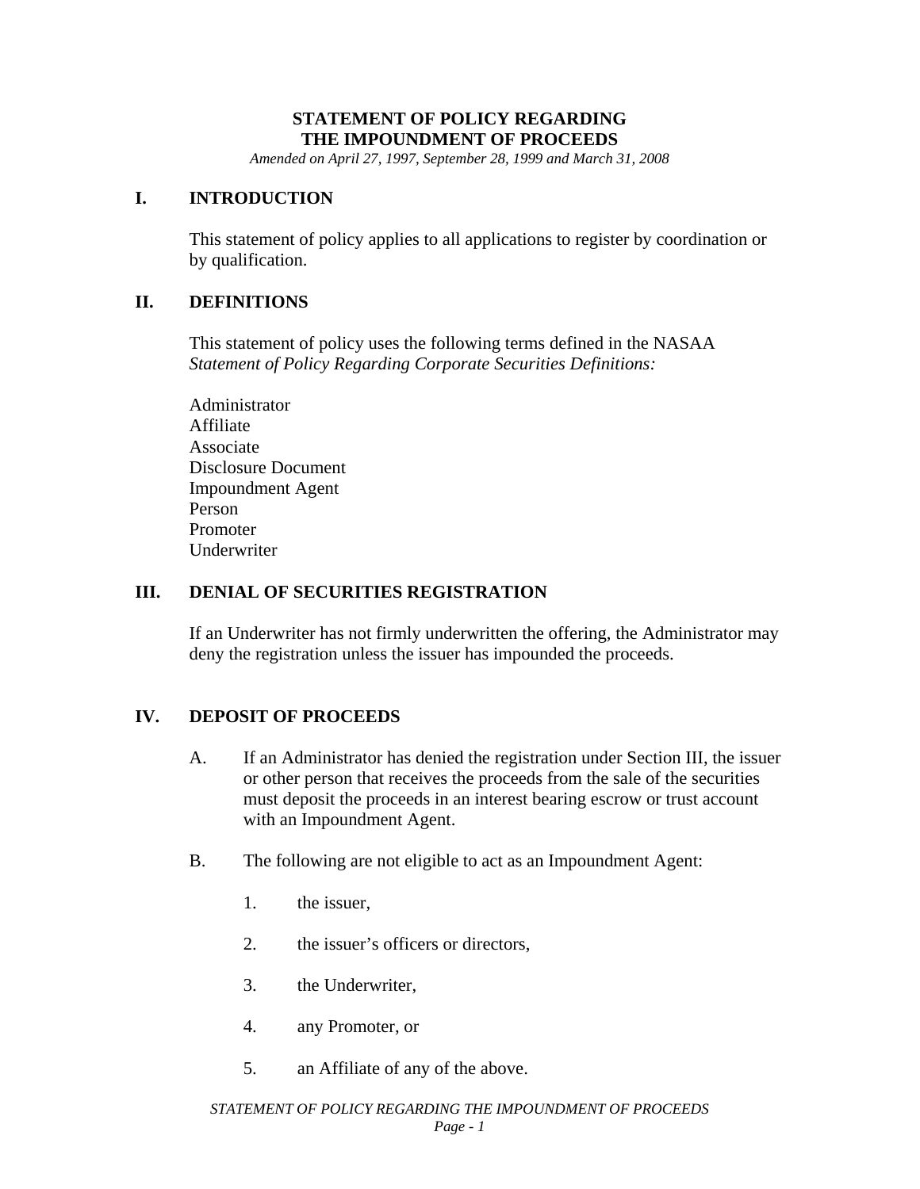# STATEMENT OF POLICY REGARDING THE IMPOUNDMENT OF PROCEEDS

*Amended on April 27, 1997, September 28, 1999 and March 31, 2008*

## I. INTRODUCTION

This statement of policy applies to all applications to register by coordination or by qualification.

## II. DEFINITIONS

This statement of policy uses the following terms defined in the NASAA *Statement of Policy Regarding Corporate Securities Definitions:*

Administrator
Affiliate
Associate
Disclosure Document
Impoundment Agent
Person
Promoter
Underwriter

## III. DENIAL OF SECURITIES REGISTRATION

If an Underwriter has not firmly underwritten the offering, the Administrator may deny the registration unless the issuer has impounded the proceeds.

## IV. DEPOSIT OF PROCEEDS

A. If an Administrator has denied the registration under Section III, the issuer or other person that receives the proceeds from the sale of the securities must deposit the proceeds in an interest bearing escrow or trust account with an Impoundment Agent.

B. The following are not eligible to act as an Impoundment Agent:

1. the issuer,

2. the issuer's officers or directors,

3. the Underwriter,

4. any Promoter, or

5. an Affiliate of any of the above.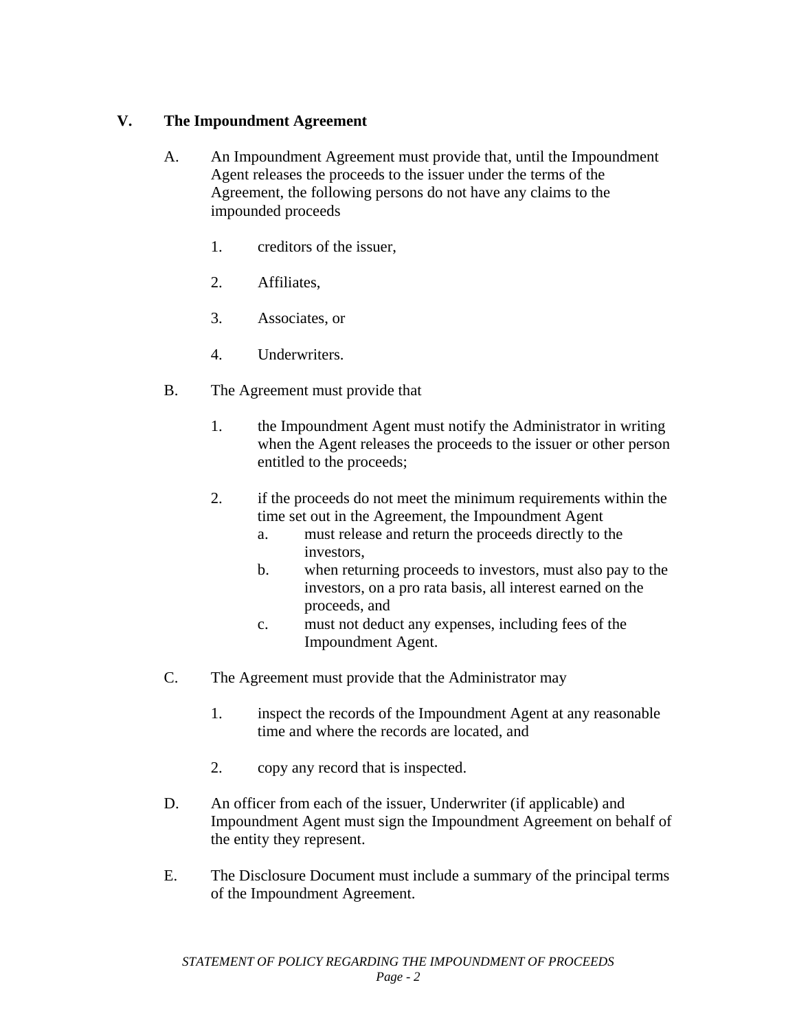## V. The Impoundment Agreement

A. An Impoundment Agreement must provide that, until the Impoundment Agent releases the proceeds to the issuer under the terms of the Agreement, the following persons do not have any claims to the impounded proceeds

   1. creditors of the issuer,

   2. Affiliates,

   3. Associates, or

   4. Underwriters.

B. The Agreement must provide that

   1. the Impoundment Agent must notify the Administrator in writing when the Agent releases the proceeds to the issuer or other person entitled to the proceeds;

   2. if the proceeds do not meet the minimum requirements within the time set out in the Agreement, the Impoundment Agent
      a. must release and return the proceeds directly to the investors,
      b. when returning proceeds to investors, must also pay to the investors, on a pro rata basis, all interest earned on the proceeds, and
      c. must not deduct any expenses, including fees of the Impoundment Agent.

C. The Agreement must provide that the Administrator may

   1. inspect the records of the Impoundment Agent at any reasonable time and where the records are located, and

   2. copy any record that is inspected.

D. An officer from each of the issuer, Underwriter (if applicable) and Impoundment Agent must sign the Impoundment Agreement on behalf of the entity they represent.

E. The Disclosure Document must include a summary of the principal terms of the Impoundment Agreement.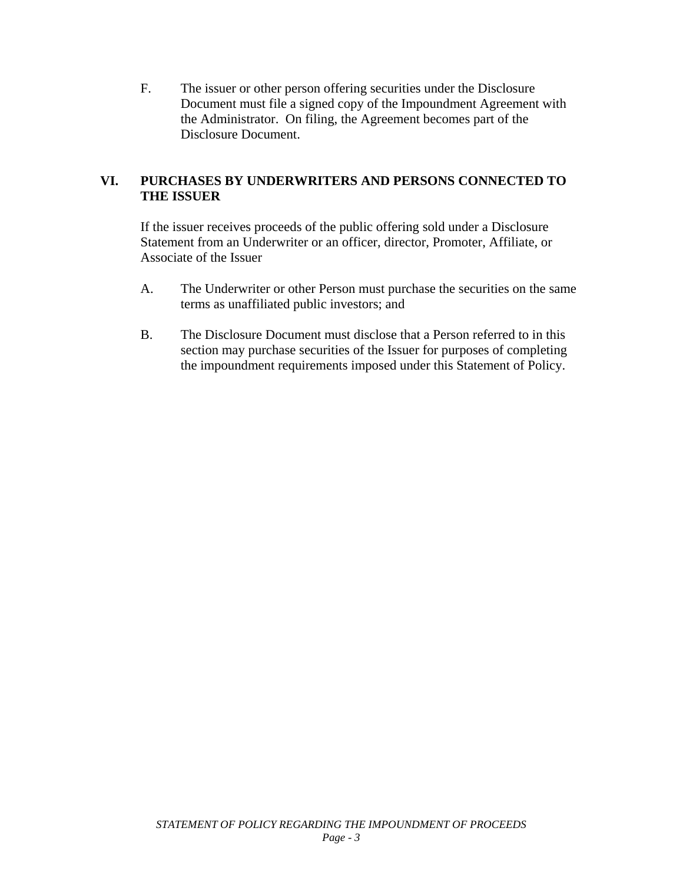F. The issuer or other person offering securities under the Disclosure Document must file a signed copy of the Impoundment Agreement with the Administrator. On filing, the Agreement becomes part of the Disclosure Document.

## VI. PURCHASES BY UNDERWRITERS AND PERSONS CONNECTED TO THE ISSUER

If the issuer receives proceeds of the public offering sold under a Disclosure Statement from an Underwriter or an officer, director, Promoter, Affiliate, or Associate of the Issuer

A. The Underwriter or other Person must purchase the securities on the same terms as unaffiliated public investors; and

B. The Disclosure Document must disclose that a Person referred to in this section may purchase securities of the Issuer for purposes of completing the impoundment requirements imposed under this Statement of Policy.